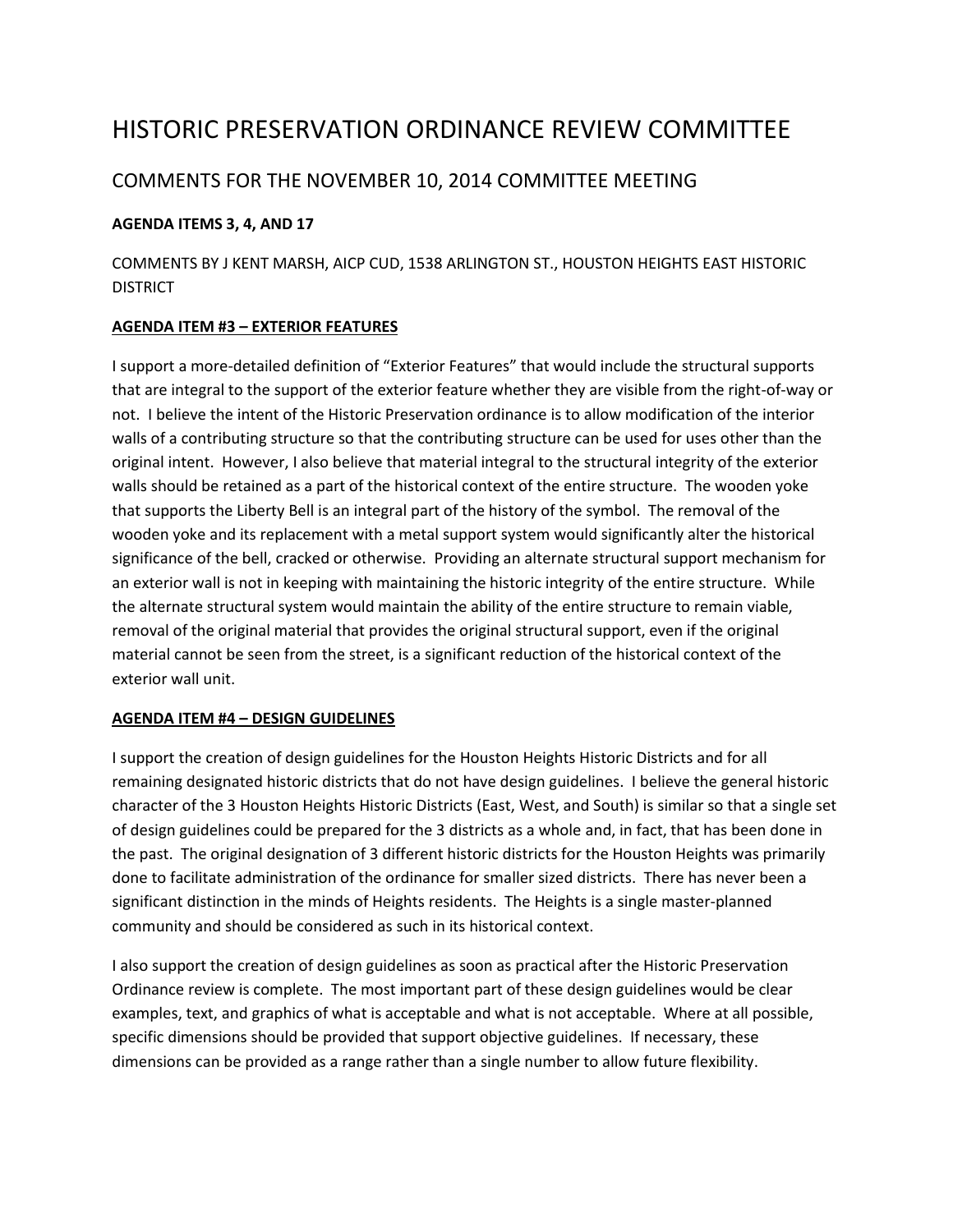# HISTORIC PRESERVATION ORDINANCE REVIEW COMMITTEE

## COMMENTS FOR THE NOVEMBER 10, 2014 COMMITTEE MEETING

**AGENDA ITEMS 3, 4, AND 17**

COMMENTS BY J KENT MARSH, AICP CUD, 1538 ARLINGTON ST., HOUSTON HEIGHTS EAST HISTORIC DISTRICT

**AGENDA ITEM #3 – EXTERIOR FEATURES**

I support a more-detailed definition of "Exterior Features" that would include the structural supports that are integral to the support of the exterior feature whether they are visible from the right-of-way or not. I believe the intent of the Historic Preservation ordinance is to allow modification of the interior walls of a contributing structure so that the contributing structure can be used for uses other than the original intent. However, I also believe that material integral to the structural integrity of the exterior walls should be retained as a part of the historical context of the entire structure. The wooden yoke that supports the Liberty Bell is an integral part of the history of the symbol. The removal of the wooden yoke and its replacement with a metal support system would significantly alter the historical significance of the bell, cracked or otherwise. Providing an alternate structural support mechanism for an exterior wall is not in keeping with maintaining the historic integrity of the entire structure. While the alternate structural system would maintain the ability of the entire structure to remain viable, removal of the original material that provides the original structural support, even if the original material cannot be seen from the street, is a significant reduction of the historical context of the exterior wall unit.

**AGENDA ITEM #4 – DESIGN GUIDELINES**

I support the creation of design guidelines for the Houston Heights Historic Districts and for all remaining designated historic districts that do not have design guidelines. I believe the general historic character of the 3 Houston Heights Historic Districts (East, West, and South) is similar so that a single set of design guidelines could be prepared for the 3 districts as a whole and, in fact, that has been done in the past. The original designation of 3 different historic districts for the Houston Heights was primarily done to facilitate administration of the ordinance for smaller sized districts. There has never been a significant distinction in the minds of Heights residents. The Heights is a single master-planned community and should be considered as such in its historical context.

I also support the creation of design guidelines as soon as practical after the Historic Preservation Ordinance review is complete. The most important part of these design guidelines would be clear examples, text, and graphics of what is acceptable and what is not acceptable. Where at all possible, specific dimensions should be provided that support objective guidelines. If necessary, these dimensions can be provided as a range rather than a single number to allow future flexibility.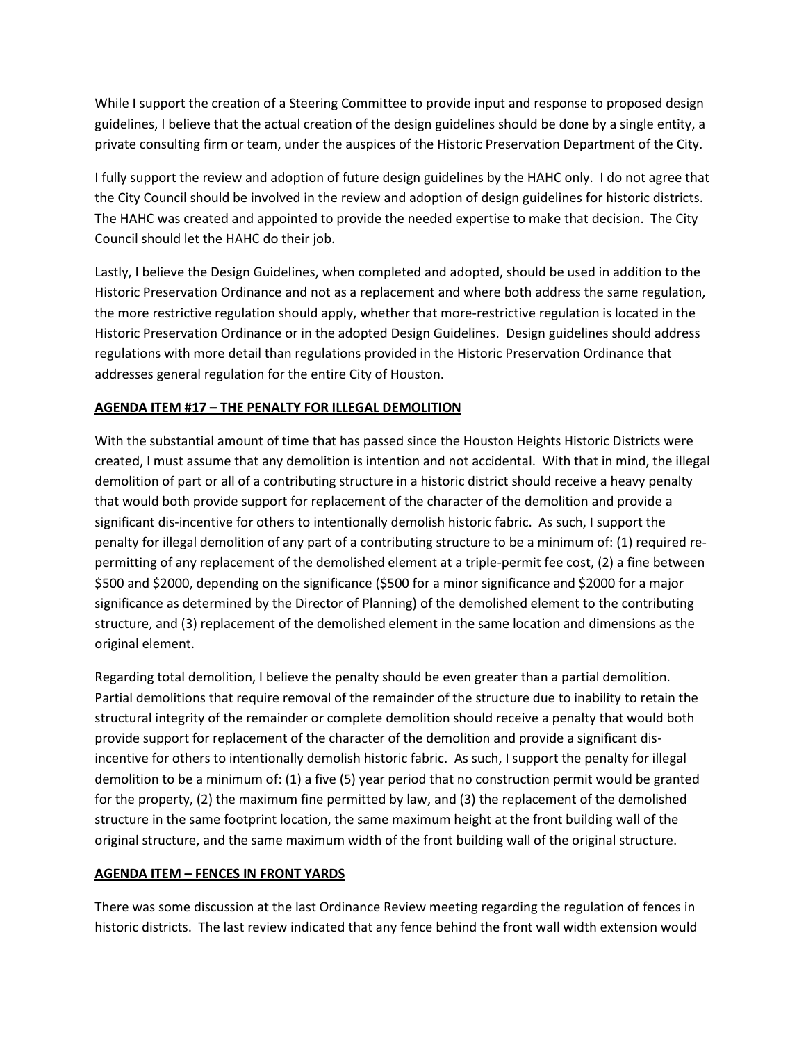While I support the creation of a Steering Committee to provide input and response to proposed design guidelines, I believe that the actual creation of the design guidelines should be done by a single entity, a private consulting firm or team, under the auspices of the Historic Preservation Department of the City.

I fully support the review and adoption of future design guidelines by the HAHC only. I do not agree that the City Council should be involved in the review and adoption of design guidelines for historic districts. The HAHC was created and appointed to provide the needed expertise to make that decision. The City Council should let the HAHC do their job.

Lastly, I believe the Design Guidelines, when completed and adopted, should be used in addition to the Historic Preservation Ordinance and not as a replacement and where both address the same regulation, the more restrictive regulation should apply, whether that more-restrictive regulation is located in the Historic Preservation Ordinance or in the adopted Design Guidelines. Design guidelines should address regulations with more detail than regulations provided in the Historic Preservation Ordinance that addresses general regulation for the entire City of Houston.

**AGENDA ITEM #17 – THE PENALTY FOR ILLEGAL DEMOLITION**

With the substantial amount of time that has passed since the Houston Heights Historic Districts were created, I must assume that any demolition is intention and not accidental. With that in mind, the illegal demolition of part or all of a contributing structure in a historic district should receive a heavy penalty that would both provide support for replacement of the character of the demolition and provide a significant dis-incentive for others to intentionally demolish historic fabric. As such, I support the penalty for illegal demolition of any part of a contributing structure to be a minimum of: (1) required re-permitting of any replacement of the demolished element at a triple-permit fee cost, (2) a fine between \$500 and \$2000, depending on the significance (\$500 for a minor significance and \$2000 for a major significance as determined by the Director of Planning) of the demolished element to the contributing structure, and (3) replacement of the demolished element in the same location and dimensions as the original element.

Regarding total demolition, I believe the penalty should be even greater than a partial demolition. Partial demolitions that require removal of the remainder of the structure due to inability to retain the structural integrity of the remainder or complete demolition should receive a penalty that would both provide support for replacement of the character of the demolition and provide a significant dis-incentive for others to intentionally demolish historic fabric. As such, I support the penalty for illegal demolition to be a minimum of: (1) a five (5) year period that no construction permit would be granted for the property, (2) the maximum fine permitted by law, and (3) the replacement of the demolished structure in the same footprint location, the same maximum height at the front building wall of the original structure, and the same maximum width of the front building wall of the original structure.

**AGENDA ITEM – FENCES IN FRONT YARDS**

There was some discussion at the last Ordinance Review meeting regarding the regulation of fences in historic districts. The last review indicated that any fence behind the front wall width extension would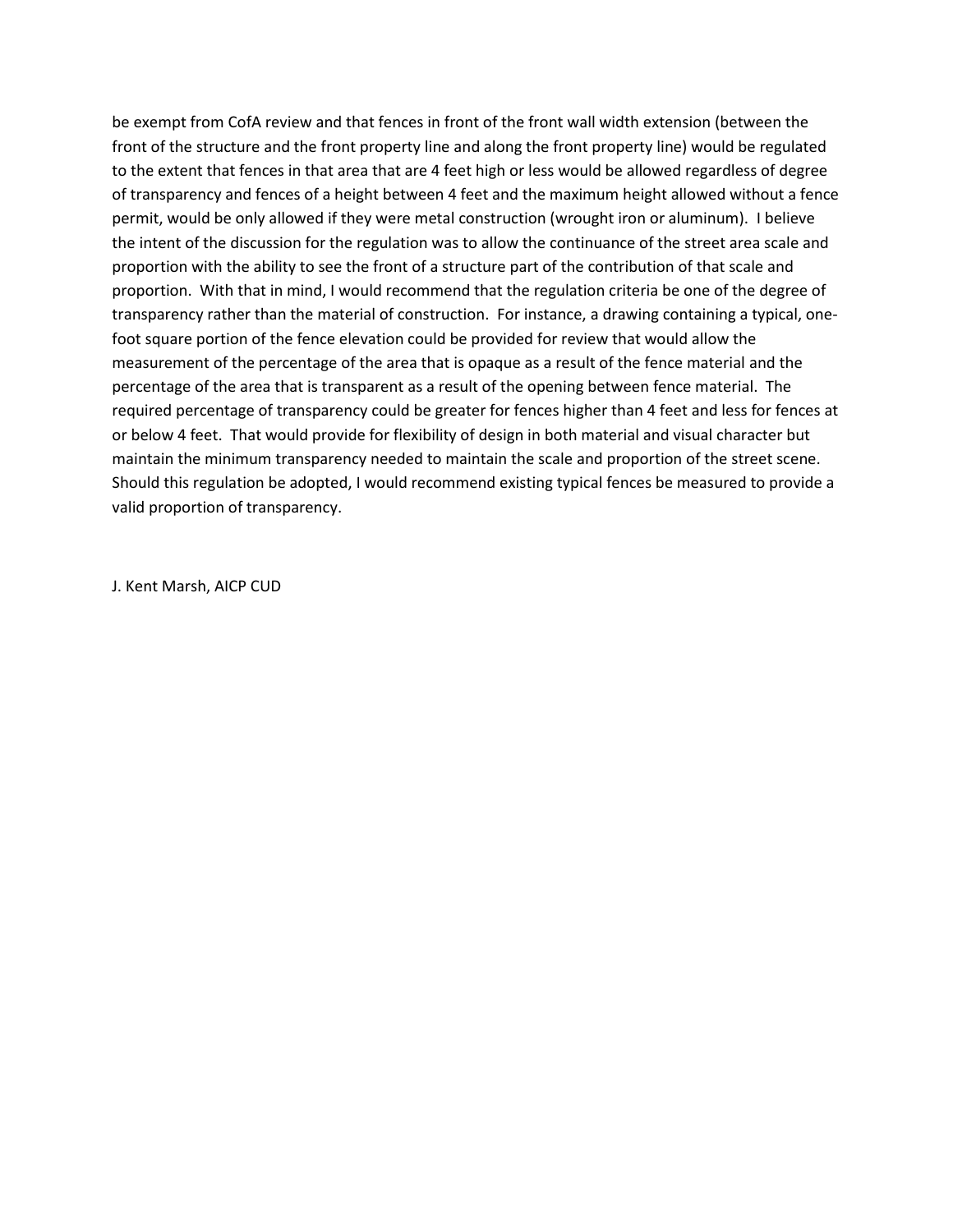be exempt from CofA review and that fences in front of the front wall width extension (between the front of the structure and the front property line and along the front property line) would be regulated to the extent that fences in that area that are 4 feet high or less would be allowed regardless of degree of transparency and fences of a height between 4 feet and the maximum height allowed without a fence permit, would be only allowed if they were metal construction (wrought iron or aluminum). I believe the intent of the discussion for the regulation was to allow the continuance of the street area scale and proportion with the ability to see the front of a structure part of the contribution of that scale and proportion. With that in mind, I would recommend that the regulation criteria be one of the degree of transparency rather than the material of construction. For instance, a drawing containing a typical, one-foot square portion of the fence elevation could be provided for review that would allow the measurement of the percentage of the area that is opaque as a result of the fence material and the percentage of the area that is transparent as a result of the opening between fence material. The required percentage of transparency could be greater for fences higher than 4 feet and less for fences at or below 4 feet. That would provide for flexibility of design in both material and visual character but maintain the minimum transparency needed to maintain the scale and proportion of the street scene. Should this regulation be adopted, I would recommend existing typical fences be measured to provide a valid proportion of transparency.

J. Kent Marsh, AICP CUD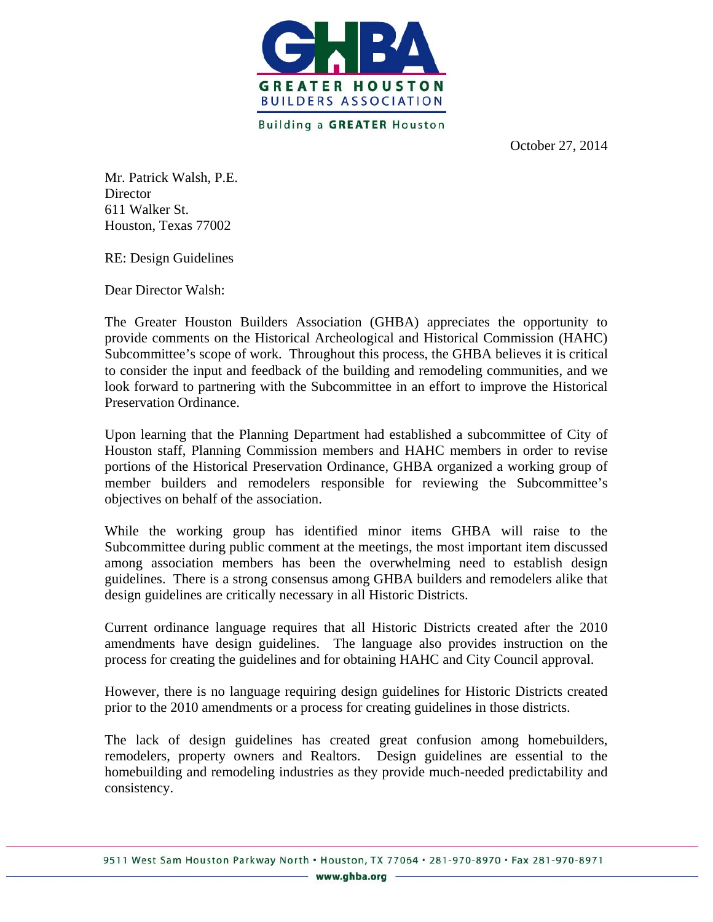**GHBA**

**GREATER HOUSTON BUILDERS ASSOCIATION**

Building a **GREATER** Houston

October 27, 2014

Mr. Patrick Walsh, P.E.
Director
611 Walker St.
Houston, Texas 77002

RE: Design Guidelines

Dear Director Walsh:

The Greater Houston Builders Association (GHBA) appreciates the opportunity to provide comments on the Historical Archeological and Historical Commission (HAHC) Subcommittee's scope of work. Throughout this process, the GHBA believes it is critical to consider the input and feedback of the building and remodeling communities, and we look forward to partnering with the Subcommittee in an effort to improve the Historical Preservation Ordinance.

Upon learning that the Planning Department had established a subcommittee of City of Houston staff, Planning Commission members and HAHC members in order to revise portions of the Historical Preservation Ordinance, GHBA organized a working group of member builders and remodelers responsible for reviewing the Subcommittee's objectives on behalf of the association.

While the working group has identified minor items GHBA will raise to the Subcommittee during public comment at the meetings, the most important item discussed among association members has been the overwhelming need to establish design guidelines. There is a strong consensus among GHBA builders and remodelers alike that design guidelines are critically necessary in all Historic Districts.

Current ordinance language requires that all Historic Districts created after the 2010 amendments have design guidelines. The language also provides instruction on the process for creating the guidelines and for obtaining HAHC and City Council approval.

However, there is no language requiring design guidelines for Historic Districts created prior to the 2010 amendments or a process for creating guidelines in those districts.

The lack of design guidelines has created great confusion among homebuilders, remodelers, property owners and Realtors. Design guidelines are essential to the homebuilding and remodeling industries as they provide much-needed predictability and consistency.

9511 West Sam Houston Parkway North • Houston, TX 77064 • 281-970-8970 • Fax 281-970-8971

www.ghba.org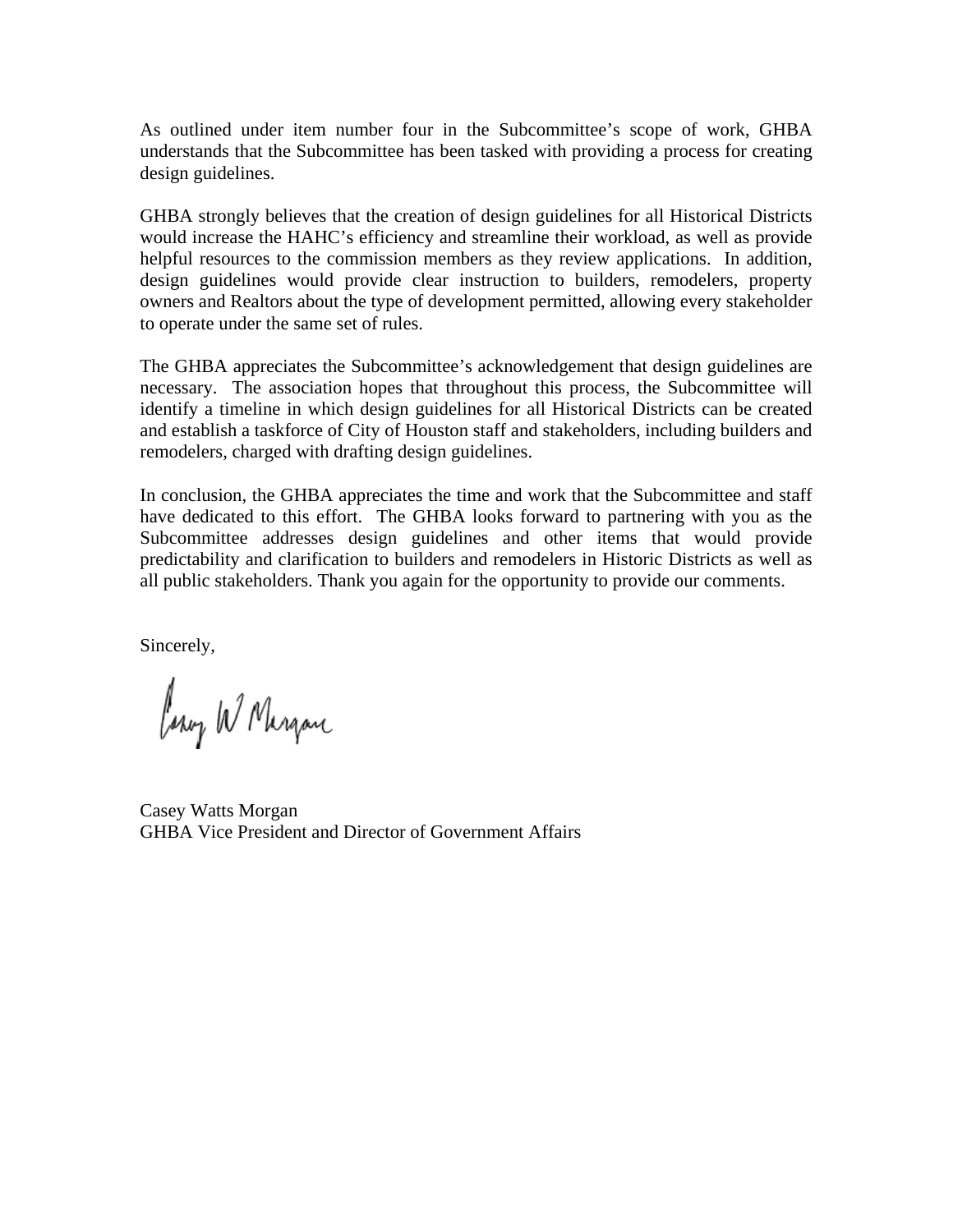As outlined under item number four in the Subcommittee's scope of work, GHBA understands that the Subcommittee has been tasked with providing a process for creating design guidelines.

GHBA strongly believes that the creation of design guidelines for all Historical Districts would increase the HAHC's efficiency and streamline their workload, as well as provide helpful resources to the commission members as they review applications. In addition, design guidelines would provide clear instruction to builders, remodelers, property owners and Realtors about the type of development permitted, allowing every stakeholder to operate under the same set of rules.

The GHBA appreciates the Subcommittee's acknowledgement that design guidelines are necessary. The association hopes that throughout this process, the Subcommittee will identify a timeline in which design guidelines for all Historical Districts can be created and establish a taskforce of City of Houston staff and stakeholders, including builders and remodelers, charged with drafting design guidelines.

In conclusion, the GHBA appreciates the time and work that the Subcommittee and staff have dedicated to this effort. The GHBA looks forward to partnering with you as the Subcommittee addresses design guidelines and other items that would provide predictability and clarification to builders and remodelers in Historic Districts as well as all public stakeholders. Thank you again for the opportunity to provide our comments.

Sincerely,

Casey W Morgan

Casey Watts Morgan
GHBA Vice President and Director of Government Affairs